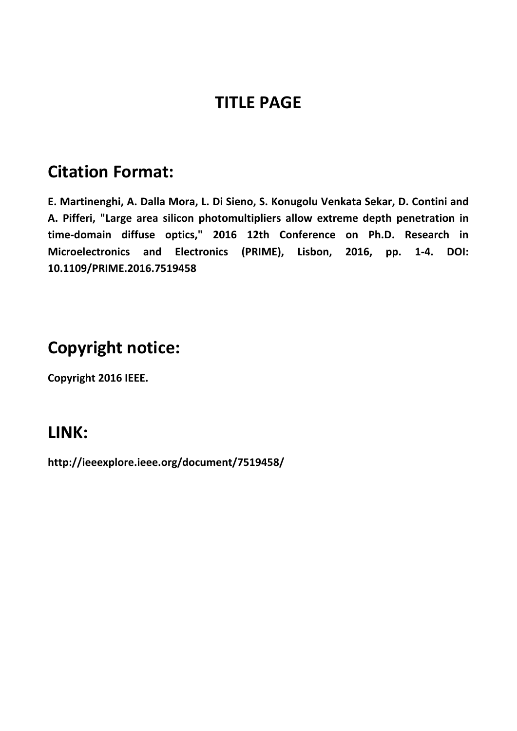# TITLE PAGE

## Citation Format:

**E. Martinenghi, A. Dalla Mora, L. Di Sieno, S. Konugolu Venkata Sekar, D. Contini and A. Pifferi, "Large area silicon photomultipliers allow extreme depth penetration in time-domain diffuse optics," 2016 12th Conference on Ph.D. Research in Microelectronics and Electronics (PRIME), Lisbon, 2016, pp. 1-4. DOI: 10.1109/PRIME.2016.7519458**

## Copyright notice:

**Copyright 2016 IEEE.**

## LINK:

**http://ieeexplore.ieee.org/document/7519458/**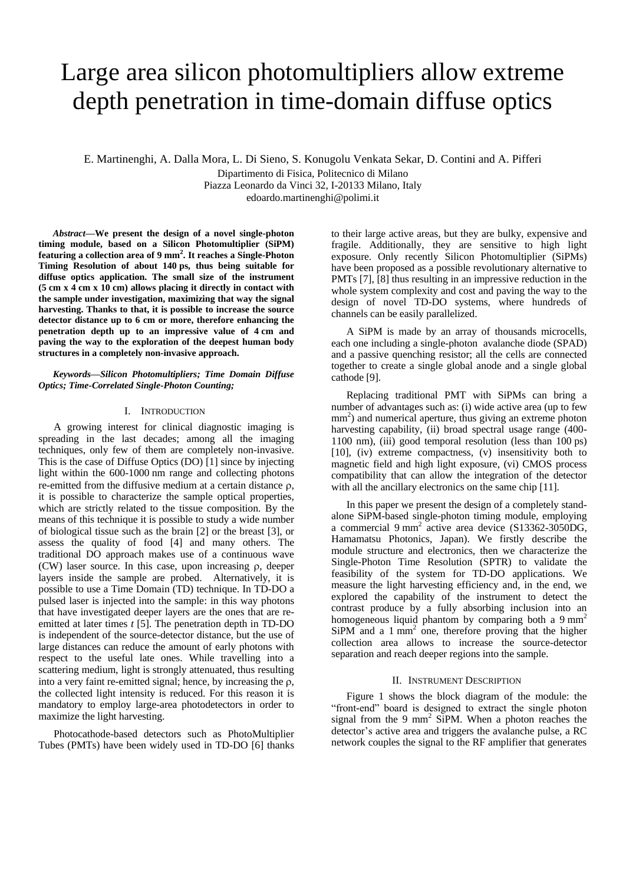# Large area silicon photomultipliers allow extreme depth penetration in time-domain diffuse optics

E. Martinenghi, A. Dalla Mora, L. Di Sieno, S. Konugolu Venkata Sekar, D. Contini and A. Pifferi

Dipartimento di Fisica, Politecnico di Milano
Piazza Leonardo da Vinci 32, I-20133 Milano, Italy
edoardo.martinenghi@polimi.it

***Abstract*—We present the design of a novel single-photon timing module, based on a Silicon Photomultiplier (SiPM) featuring a collection area of 9 mm$^2$. It reaches a Single-Photon Timing Resolution of about 140 ps, thus being suitable for diffuse optics application. The small size of the instrument (5 cm x 4 cm x 10 cm) allows placing it directly in contact with the sample under investigation, maximizing that way the signal harvesting. Thanks to that, it is possible to increase the source detector distance up to 6 cm or more, therefore enhancing the penetration depth up to an impressive value of 4 cm and paving the way to the exploration of the deepest human body structures in a completely non-invasive approach.**

***Keywords*—Silicon Photomultipliers; Time Domain Diffuse Optics; Time-Correlated Single-Photon Counting;**

## I. Introduction

A growing interest for clinical diagnostic imaging is spreading in the last decades; among all the imaging techniques, only few of them are completely non-invasive. This is the case of Diffuse Optics (DO) [1] since by injecting light within the 600-1000 nm range and collecting photons re-emitted from the diffusive medium at a certain distance $\rho$, it is possible to characterize the sample optical properties, which are strictly related to the tissue composition. By the means of this technique it is possible to study a wide number of biological tissue such as the brain [2] or the breast [3], or assess the quality of food [4] and many others. The traditional DO approach makes use of a continuous wave (CW) laser source. In this case, upon increasing $\rho$, deeper layers inside the sample are probed. Alternatively, it is possible to use a Time Domain (TD) technique. In TD-DO a pulsed laser is injected into the sample: in this way photons that have investigated deeper layers are the ones that are re-emitted at later times *t* [5]. The penetration depth in TD-DO is independent of the source-detector distance, but the use of large distances can reduce the amount of early photons with respect to the useful late ones. While travelling into a scattering medium, light is strongly attenuated, thus resulting into a very faint re-emitted signal; hence, by increasing the $\rho$, the collected light intensity is reduced. For this reason it is mandatory to employ large-area photodetectors in order to maximize the light harvesting.

Photocathode-based detectors such as PhotoMultiplier Tubes (PMTs) have been widely used in TD-DO [6] thanks to their large active areas, but they are bulky, expensive and fragile. Additionally, they are sensitive to high light exposure. Only recently Silicon Photomultiplier (SiPMs) have been proposed as a possible revolutionary alternative to PMTs [7], [8] thus resulting in an impressive reduction in the whole system complexity and cost and paving the way to the design of novel TD-DO systems, where hundreds of channels can be easily parallelized.

A SiPM is made by an array of thousands microcells, each one including a single-photon avalanche diode (SPAD) and a passive quenching resistor; all the cells are connected together to create a single global anode and a single global cathode [9].

Replacing traditional PMT with SiPMs can bring a number of advantages such as: (i) wide active area (up to few mm$^2$) and numerical aperture, thus giving an extreme photon harvesting capability, (ii) broad spectral usage range (400-1100 nm), (iii) good temporal resolution (less than 100 ps) [10], (iv) extreme compactness, (v) insensitivity both to magnetic field and high light exposure, (vi) CMOS process compatibility that can allow the integration of the detector with all the ancillary electronics on the same chip [11].

In this paper we present the design of a completely stand-alone SiPM-based single-photon timing module, employing a commercial 9 mm$^2$ active area device (S13362-3050DG, Hamamatsu Photonics, Japan). We firstly describe the module structure and electronics, then we characterize the Single-Photon Time Resolution (SPTR) to validate the feasibility of the system for TD-DO applications. We measure the light harvesting efficiency and, in the end, we explored the capability of the instrument to detect the contrast produce by a fully absorbing inclusion into an homogeneous liquid phantom by comparing both a 9 mm$^2$ SiPM and a 1 mm$^2$ one, therefore proving that the higher collection area allows to increase the source-detector separation and reach deeper regions into the sample.

## II. Instrument Description

Figure 1 shows the block diagram of the module: the "front-end" board is designed to extract the single photon signal from the 9 mm$^2$ SiPM. When a photon reaches the detector's active area and triggers the avalanche pulse, a RC network couples the signal to the RF amplifier that generates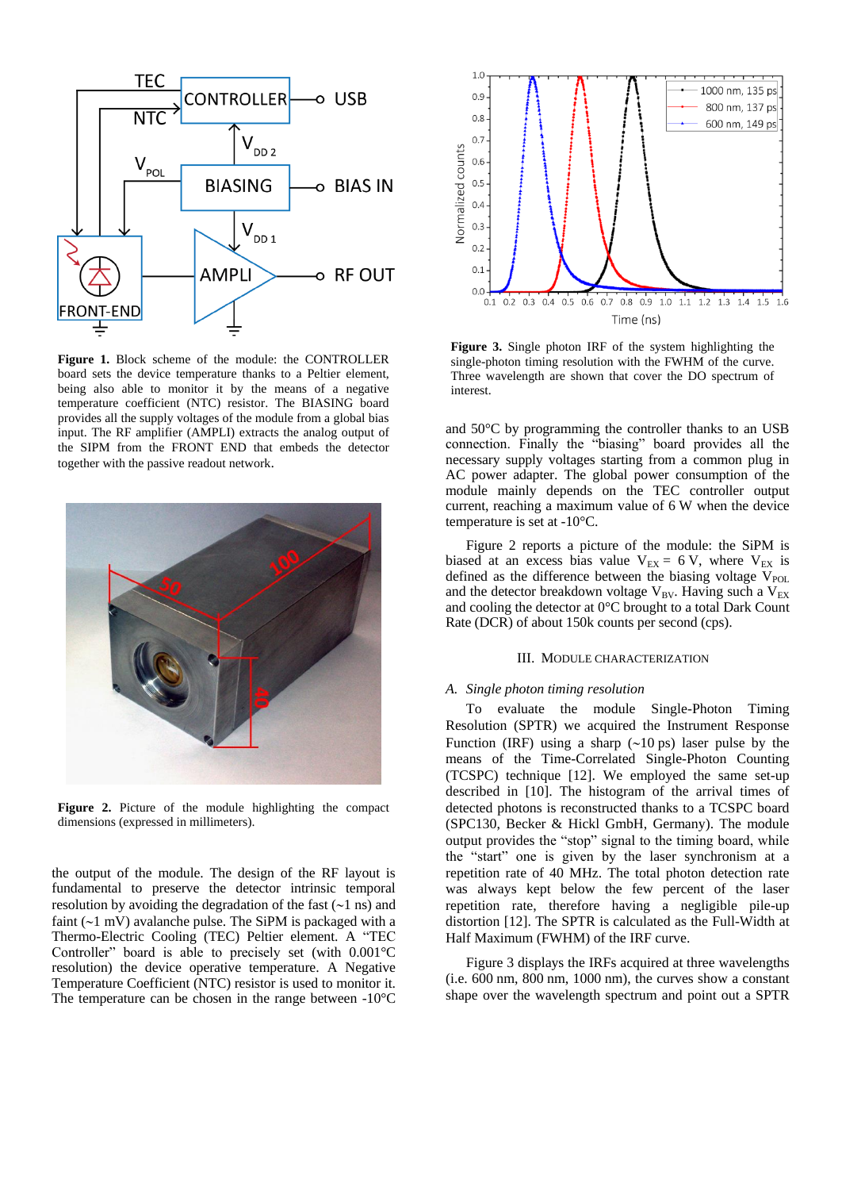**Figure 1.** Block scheme of the module: the CONTROLLER board sets the device temperature thanks to a Peltier element, being also able to monitor it by the means of a negative temperature coefficient (NTC) resistor. The BIASING board provides all the supply voltages of the module from a global bias input. The RF amplifier (AMPLI) extracts the analog output of the SIPM from the FRONT END that embeds the detector together with the passive readout network.

**Figure 2.** Picture of the module highlighting the compact dimensions (expressed in millimeters).

the output of the module. The design of the RF layout is fundamental to preserve the detector intrinsic temporal resolution by avoiding the degradation of the fast (~1 ns) and faint (~1 mV) avalanche pulse. The SiPM is packaged with a Thermo-Electric Cooling (TEC) Peltier element. A "TEC Controller" board is able to precisely set (with 0.001°C resolution) the device operative temperature. A Negative Temperature Coefficient (NTC) resistor is used to monitor it. The temperature can be chosen in the range between -10°C and 50°C by programming the controller thanks to an USB connection. Finally the "biasing" board provides all the necessary supply voltages starting from a common plug in AC power adapter. The global power consumption of the module mainly depends on the TEC controller output current, reaching a maximum value of 6 W when the device temperature is set at -10°C.

**Figure 3.** Single photon IRF of the system highlighting the single-photon timing resolution with the FWHM of the curve. Three wavelength are shown that cover the DO spectrum of interest.

Figure 2 reports a picture of the module: the SiPM is biased at an excess bias value $V_{EX}$ = 6 V, where $V_{EX}$ is defined as the difference between the biasing voltage $V_{POL}$ and the detector breakdown voltage $V_{BV}$. Having such a $V_{EX}$ and cooling the detector at 0°C brought to a total Dark Count Rate (DCR) of about 150k counts per second (cps).

## III. Module Characterization

### *A. Single photon timing resolution*

To evaluate the module Single-Photon Timing Resolution (SPTR) we acquired the Instrument Response Function (IRF) using a sharp (~10 ps) laser pulse by the means of the Time-Correlated Single-Photon Counting (TCSPC) technique [12]. We employed the same set-up described in [10]. The histogram of the arrival times of detected photons is reconstructed thanks to a TCSPC board (SPC130, Becker & Hickl GmbH, Germany). The module output provides the "stop" signal to the timing board, while the "start" one is given by the laser synchronism at a repetition rate of 40 MHz. The total photon detection rate was always kept below the few percent of the laser repetition rate, therefore having a negligible pile-up distortion [12]. The SPTR is calculated as the Full-Width at Half Maximum (FWHM) of the IRF curve.

Figure 3 displays the IRFs acquired at three wavelengths (i.e. 600 nm, 800 nm, 1000 nm), the curves show a constant shape over the wavelength spectrum and point out a SPTR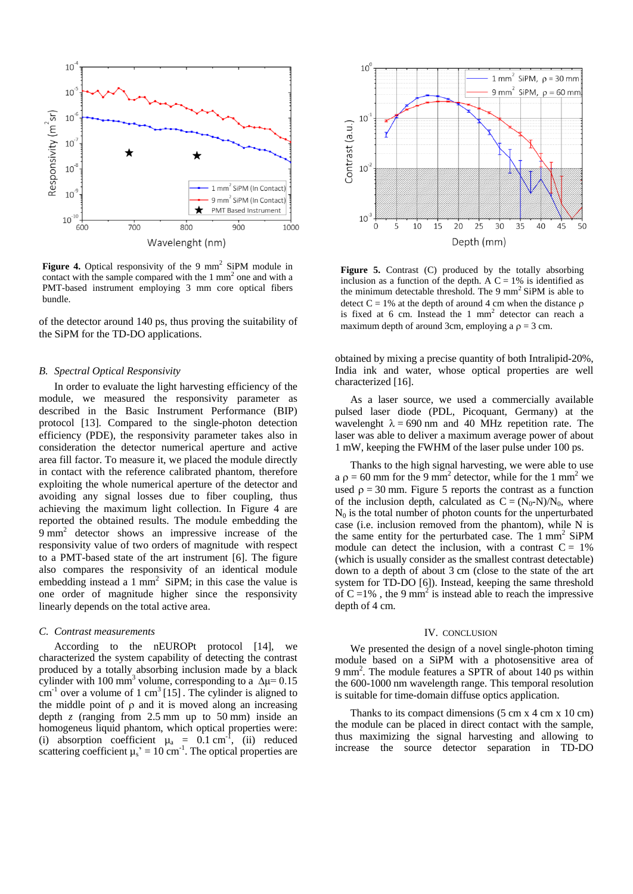**Figure 4.** Optical responsivity of the 9 mm$^2$ SiPM module in contact with the sample compared with the 1 mm$^2$ one and with a PMT-based instrument employing 3 mm core optical fibers bundle.

**Figure 5.** Contrast (C) produced by the totally absorbing inclusion as a function of the depth. A C = 1% is identified as the minimum detectable threshold. The 9 mm$^2$ SiPM is able to detect C = 1% at the depth of around 4 cm when the distance ρ is fixed at 6 cm. Instead the 1 mm$^2$ detector can reach a maximum depth of around 3cm, employing a ρ = 3 cm.

of the detector around 140 ps, thus proving the suitability of the SiPM for the TD-DO applications.

### *B. Spectral Optical Responsivity*

In order to evaluate the light harvesting efficiency of the module, we measured the responsivity parameter as described in the Basic Instrument Performance (BIP) protocol [13]. Compared to the single-photon detection efficiency (PDE), the responsivity parameter takes also in consideration the detector numerical aperture and active area fill factor. To measure it, we placed the module directly in contact with the reference calibrated phantom, therefore exploiting the whole numerical aperture of the detector and avoiding any signal losses due to fiber coupling, thus achieving the maximum light collection. In Figure 4 are reported the obtained results. The module embedding the 9 mm$^2$ detector shows an impressive increase of the responsivity value of two orders of magnitude with respect to a PMT-based state of the art instrument [6]. The figure also compares the responsivity of an identical module embedding instead a 1 mm$^2$ SiPM; in this case the value is one order of magnitude higher since the responsivity linearly depends on the total active area.

### *C. Contrast measurements*

According to the nEUROPt protocol [14], we characterized the system capability of detecting the contrast produced by a totally absorbing inclusion made by a black cylinder with 100 mm$^3$ volume, corresponding to a $\Delta\mu = 0.15$ cm$^{-1}$ over a volume of 1 cm$^3$ [15]. The cylinder is aligned to the middle point of ρ and it is moved along an increasing depth $z$ (ranging from 2.5 mm up to 50 mm) inside an homogeneous liquid phantom, which optical properties were: (i) absorption coefficient $\mu_a$ = 0.1 cm$^{-1}$, (ii) reduced scattering coefficient $\mu_s'$ = 10 cm$^{-1}$. The optical properties are obtained by mixing a precise quantity of both Intralipid-20%, India ink and water, whose optical properties are well characterized [16].

As a laser source, we used a commercially available pulsed laser diode (PDL, Picoquant, Germany) at the wavelenght λ = 690 nm and 40 MHz repetition rate. The laser was able to deliver a maximum average power of about 1 mW, keeping the FWHM of the laser pulse under 100 ps.

Thanks to the high signal harvesting, we were able to use a ρ = 60 mm for the 9 mm$^2$ detector, while for the 1 mm$^2$ we used ρ = 30 mm. Figure 5 reports the contrast as a function of the inclusion depth, calculated as $C = (N_0 - N)/N_0$, where $N_0$ is the total number of photon counts for the unperturbated case (i.e. inclusion removed from the phantom), while N is the same entity for the perturbated case. The 1 mm$^2$ SiPM module can detect the inclusion, with a contrast C = 1% (which is usually consider as the smallest contrast detectable) down to a depth of about 3 cm (close to the state of the art system for TD-DO [6]). Instead, keeping the same threshold of C = 1% , the 9 mm$^2$ is instead able to reach the impressive depth of 4 cm.

## IV. CONCLUSION

We presented the design of a novel single-photon timing module based on a SiPM with a photosensitive area of 9 mm$^2$. The module features a SPTR of about 140 ps within the 600-1000 nm wavelength range. This temporal resolution is suitable for time-domain diffuse optics application.

Thanks to its compact dimensions (5 cm x 4 cm x 10 cm) the module can be placed in direct contact with the sample, thus maximizing the signal harvesting and allowing to increase the source detector separation in TD-DO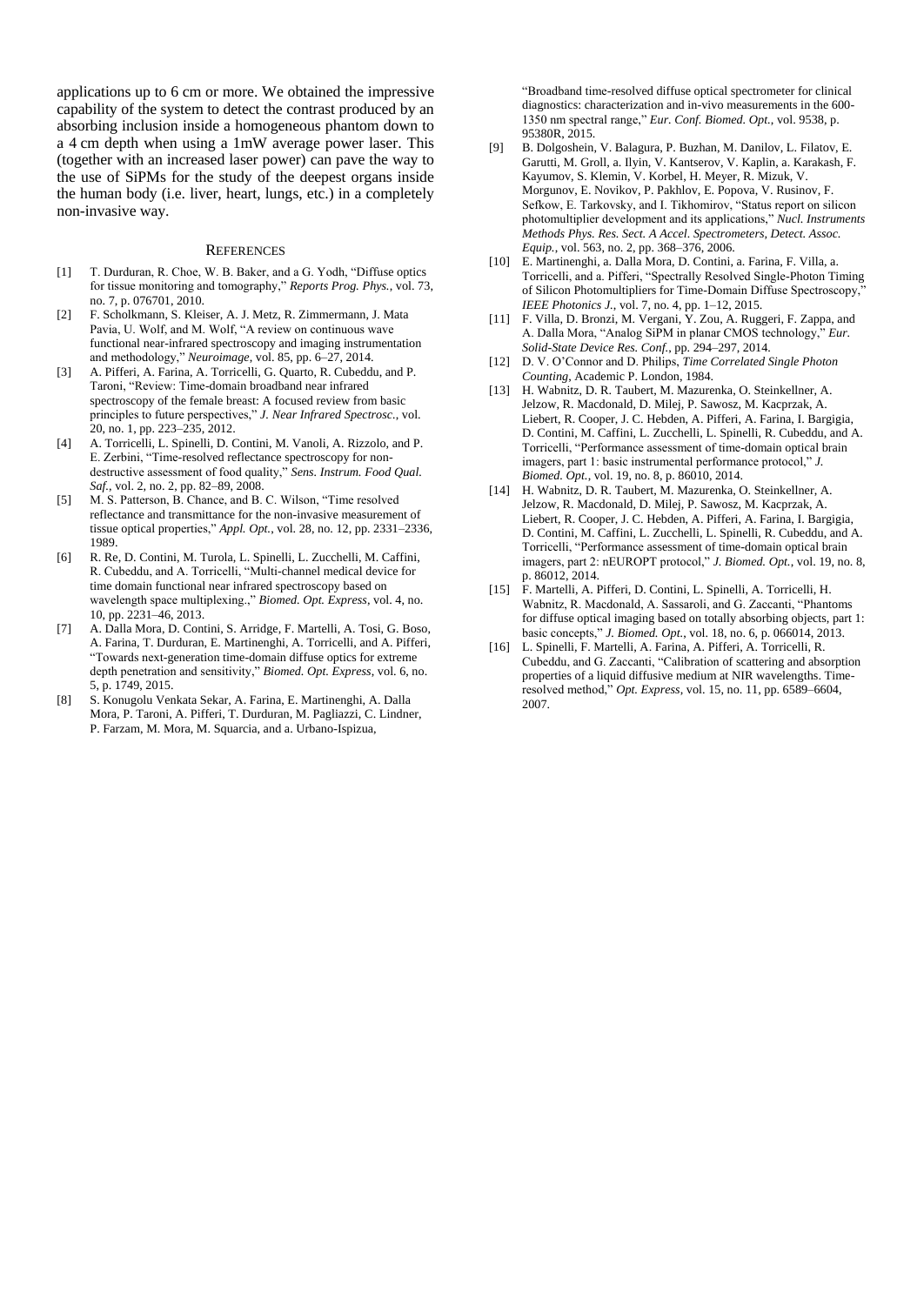applications up to 6 cm or more. We obtained the impressive capability of the system to detect the contrast produced by an absorbing inclusion inside a homogeneous phantom down to a 4 cm depth when using a 1mW average power laser. This (together with an increased laser power) can pave the way to the use of SiPMs for the study of the deepest organs inside the human body (i.e. liver, heart, lungs, etc.) in a completely non-invasive way.

## References

[1] T. Durduran, R. Choe, W. B. Baker, and a G. Yodh, "Diffuse optics for tissue monitoring and tomography," *Reports Prog. Phys.*, vol. 73, no. 7, p. 076701, 2010.

[2] F. Scholkmann, S. Kleiser, A. J. Metz, R. Zimmermann, J. Mata Pavia, U. Wolf, and M. Wolf, "A review on continuous wave functional near-infrared spectroscopy and imaging instrumentation and methodology," *Neuroimage*, vol. 85, pp. 6–27, 2014.

[3] A. Pifferi, A. Farina, A. Torricelli, G. Quarto, R. Cubeddu, and P. Taroni, "Review: Time-domain broadband near infrared spectroscopy of the female breast: A focused review from basic principles to future perspectives," *J. Near Infrared Spectrosc.*, vol. 20, no. 1, pp. 223–235, 2012.

[4] A. Torricelli, L. Spinelli, D. Contini, M. Vanoli, A. Rizzolo, and P. E. Zerbini, "Time-resolved reflectance spectroscopy for non-destructive assessment of food quality," *Sens. Instrum. Food Qual. Saf.*, vol. 2, no. 2, pp. 82–89, 2008.

[5] M. S. Patterson, B. Chance, and B. C. Wilson, "Time resolved reflectance and transmittance for the non-invasive measurement of tissue optical properties," *Appl. Opt.*, vol. 28, no. 12, pp. 2331–2336, 1989.

[6] R. Re, D. Contini, M. Turola, L. Spinelli, L. Zucchelli, M. Caffini, R. Cubeddu, and A. Torricelli, "Multi-channel medical device for time domain functional near infrared spectroscopy based on wavelength space multiplexing.," *Biomed. Opt. Express*, vol. 4, no. 10, pp. 2231–46, 2013.

[7] A. Dalla Mora, D. Contini, S. Arridge, F. Martelli, A. Tosi, G. Boso, A. Farina, T. Durduran, E. Martinenghi, A. Torricelli, and A. Pifferi, "Towards next-generation time-domain diffuse optics for extreme depth penetration and sensitivity," *Biomed. Opt. Express*, vol. 6, no. 5, p. 1749, 2015.

[8] S. Konugolu Venkata Sekar, A. Farina, E. Martinenghi, A. Dalla Mora, P. Taroni, A. Pifferi, T. Durduran, M. Pagliazzi, C. Lindner, P. Farzam, M. Mora, M. Squarcia, and a. Urbano-Ispizua, "Broadband time-resolved diffuse optical spectrometer for clinical diagnostics: characterization and in-vivo measurements in the 600-1350 nm spectral range," *Eur. Conf. Biomed. Opt.*, vol. 9538, p. 95380R, 2015.

[9] B. Dolgoshein, V. Balagura, P. Buzhan, M. Danilov, L. Filatov, E. Garutti, M. Groll, a. Ilyin, V. Kantserov, V. Kaplin, a. Karakash, F. Kayumov, S. Klemin, V. Korbel, H. Meyer, R. Mizuk, V. Morgunov, E. Novikov, P. Pakhlov, E. Popova, V. Rusinov, F. Sefkow, E. Tarkovsky, and I. Tikhomirov, "Status report on silicon photomultiplier development and its applications," *Nucl. Instruments Methods Phys. Res. Sect. A Accel. Spectrometers, Detect. Assoc. Equip.*, vol. 563, no. 2, pp. 368–376, 2006.

[10] E. Martinenghi, a. Dalla Mora, D. Contini, a. Farina, F. Villa, a. Torricelli, and a. Pifferi, "Spectrally Resolved Single-Photon Timing of Silicon Photomultipliers for Time-Domain Diffuse Spectroscopy," *IEEE Photonics J.*, vol. 7, no. 4, pp. 1–12, 2015.

[11] F. Villa, D. Bronzi, M. Vergani, Y. Zou, A. Ruggeri, F. Zappa, and A. Dalla Mora, "Analog SiPM in planar CMOS technology," *Eur. Solid-State Device Res. Conf.*, pp. 294–297, 2014.

[12] D. V. O'Connor and D. Philips, *Time Correlated Single Photon Counting*, Academic P. London, 1984.

[13] H. Wabnitz, D. R. Taubert, M. Mazurenka, O. Steinkellner, A. Jelzow, R. Macdonald, D. Milej, P. Sawosz, M. Kacprzak, A. Liebert, R. Cooper, J. C. Hebden, A. Pifferi, A. Farina, I. Bargigia, D. Contini, M. Caffini, L. Zucchelli, L. Spinelli, R. Cubeddu, and A. Torricelli, "Performance assessment of time-domain optical brain imagers, part 1: basic instrumental performance protocol," *J. Biomed. Opt.*, vol. 19, no. 8, p. 86010, 2014.

[14] H. Wabnitz, D. R. Taubert, M. Mazurenka, O. Steinkellner, A. Jelzow, R. Macdonald, D. Milej, P. Sawosz, M. Kacprzak, A. Liebert, R. Cooper, J. C. Hebden, A. Pifferi, A. Farina, I. Bargigia, D. Contini, M. Caffini, L. Zucchelli, L. Spinelli, R. Cubeddu, and A. Torricelli, "Performance assessment of time-domain optical brain imagers, part 2: nEUROPT protocol," *J. Biomed. Opt.*, vol. 19, no. 8, p. 86012, 2014.

[15] F. Martelli, A. Pifferi, D. Contini, L. Spinelli, A. Torricelli, H. Wabnitz, R. Macdonald, A. Sassaroli, and G. Zaccanti, "Phantoms for diffuse optical imaging based on totally absorbing objects, part 1: basic concepts," *J. Biomed. Opt.*, vol. 18, no. 6, p. 066014, 2013.

[16] L. Spinelli, F. Martelli, A. Farina, A. Pifferi, A. Torricelli, R. Cubeddu, and G. Zaccanti, "Calibration of scattering and absorption properties of a liquid diffusive medium at NIR wavelengths. Time-resolved method," *Opt. Express*, vol. 15, no. 11, pp. 6589–6604, 2007.